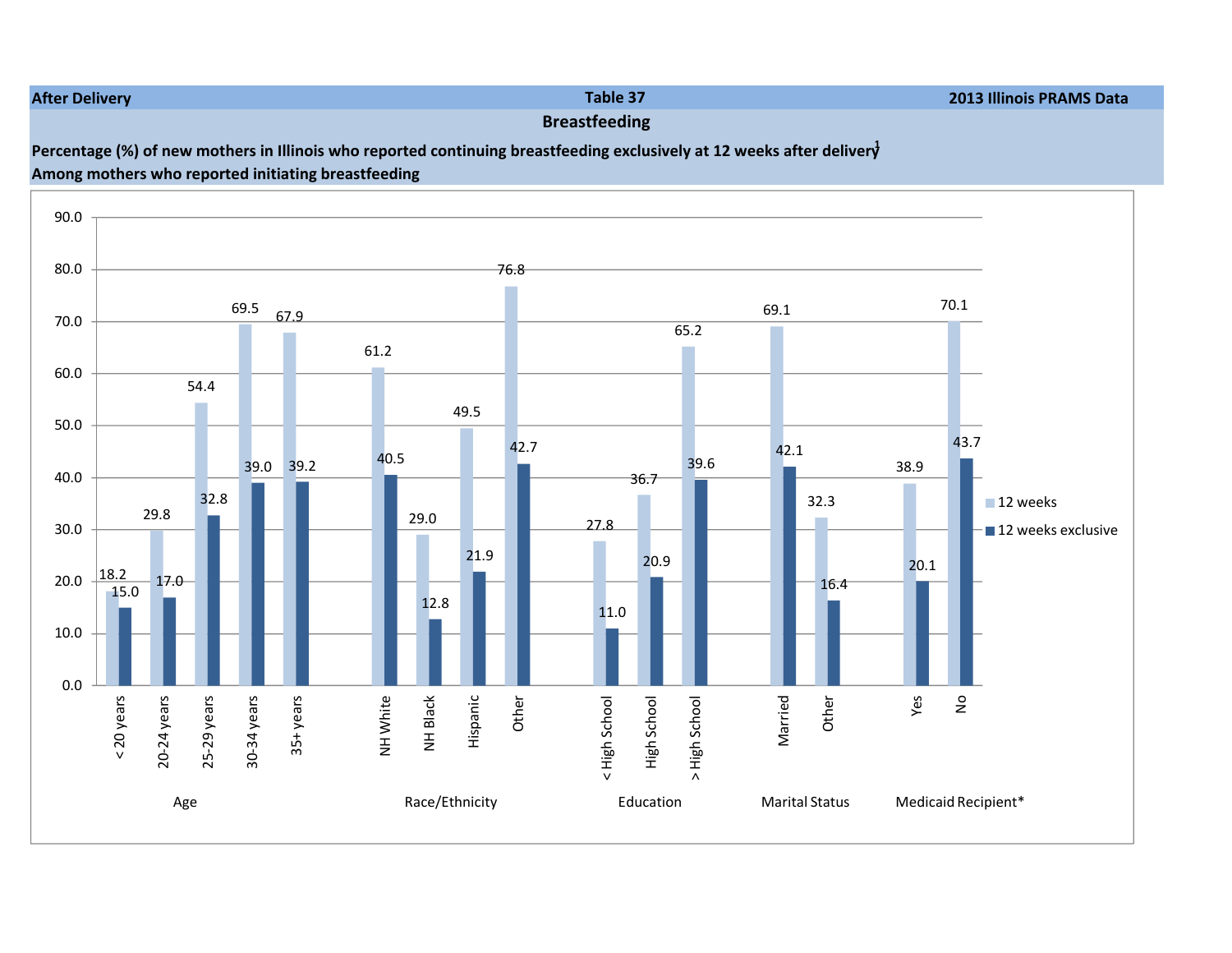**After Delivery** | **Table 37** | **2013 Illinois PRAMS Data**

## Breastfeeding

**Percentage (%) of new mothers in Illinois who reported continuing breastfeeding exclusively at 12 weeks after delivery[1]**
**Among mothers who reported initiating breastfeeding**

| Category | Group | 12 weeks | 12 weeks exclusive |
|---|---|---|---|
| Age | < 20 years | 18.2 | 15.0 |
| | 20-24 years | 29.8 | 17.0 |
| | 25-29 years | 54.4 | 32.8 |
| | 30-34 years | 69.5 | 39.0 |
| | 35+ years | 67.9 | 39.2 |
| Race/Ethnicity | NH White | 61.2 | 40.5 |
| | NH Black | 29.0 | 12.8 |
| | Hispanic | 49.5 | 21.9 |
| | Other | 76.8 | 42.7 |
| Education | < High School | 27.8 | 11.0 |
| | High School | 36.7 | 20.9 |
| | > High School | 65.2 | 39.6 |
| Marital Status | Married | 69.1 | 42.1 |
| | Other | 32.3 | 16.4 |
| Medicaid Recipient* | Yes | 38.9 | 20.1 |
| | No | 70.1 | 43.7 |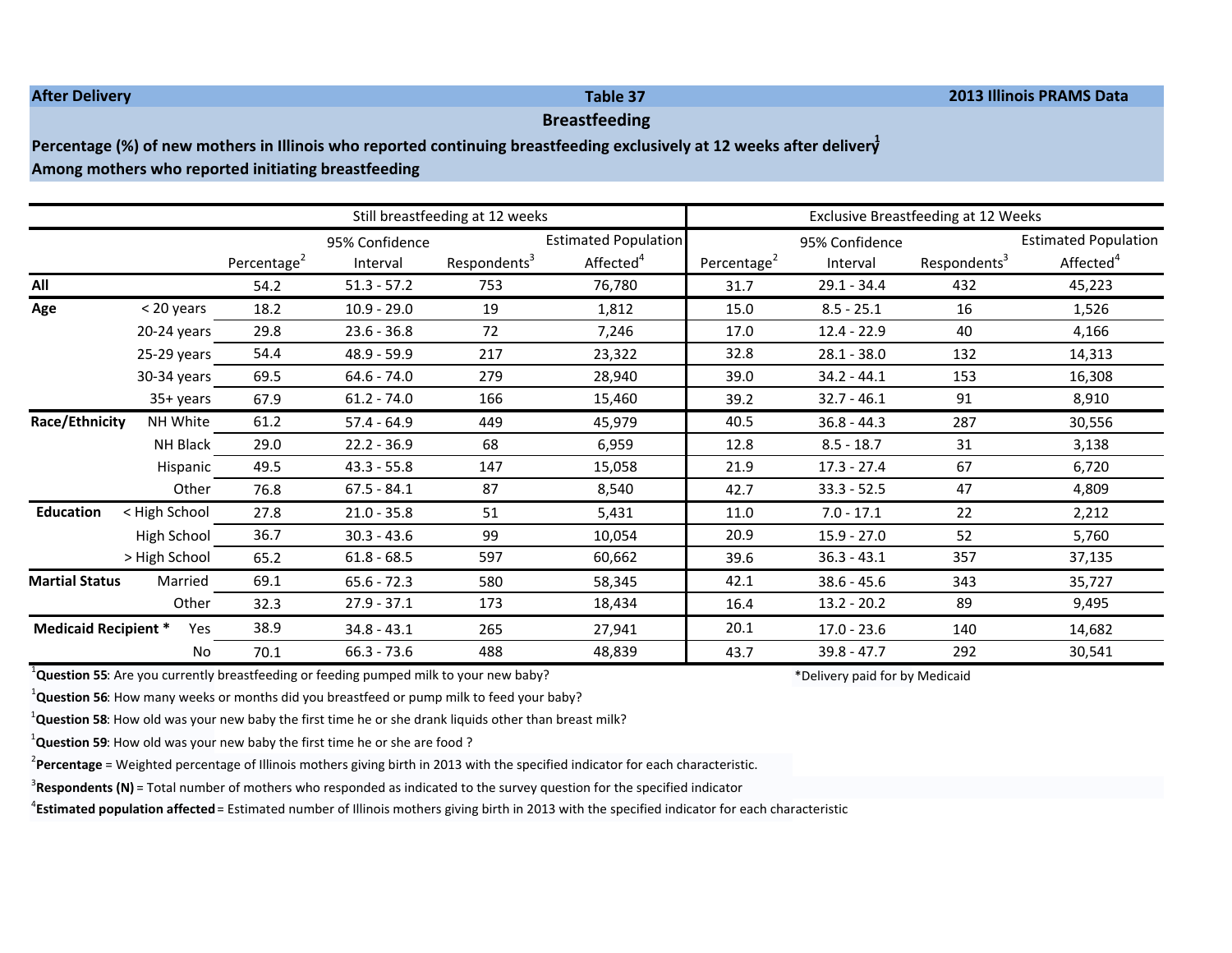**After Delivery** | **Table 37** | **2013 Illinois PRAMS Data**

## Breastfeeding

**Percentage (%) of new mothers in Illinois who reported continuing breastfeeding exclusively at 12 weeks after delivery[1]**
**Among mothers who reported initiating breastfeeding**

| | | Still breastfeeding at 12 weeks | | | | Exclusive Breastfeeding at 12 Weeks | | | |
|---|---|---|---|---|---|---|---|---|---|
| | | Percentage[2] | 95% Confidence Interval | Respondents[3] | Estimated Population Affected[4] | Percentage[2] | 95% Confidence Interval | Respondents[3] | Estimated Population Affected[4] |
| **All** | | 54.2 | 51.3 - 57.2 | 753 | 76,780 | 31.7 | 29.1 - 34.4 | 432 | 45,223 |
| **Age** | < 20 years | 18.2 | 10.9 - 29.0 | 19 | 1,812 | 15.0 | 8.5 - 25.1 | 16 | 1,526 |
| | 20-24 years | 29.8 | 23.6 - 36.8 | 72 | 7,246 | 17.0 | 12.4 - 22.9 | 40 | 4,166 |
| | 25-29 years | 54.4 | 48.9 - 59.9 | 217 | 23,322 | 32.8 | 28.1 - 38.0 | 132 | 14,313 |
| | 30-34 years | 69.5 | 64.6 - 74.0 | 279 | 28,940 | 39.0 | 34.2 - 44.1 | 153 | 16,308 |
| | 35+ years | 67.9 | 61.2 - 74.0 | 166 | 15,460 | 39.2 | 32.7 - 46.1 | 91 | 8,910 |
| **Race/Ethnicity** | NH White | 61.2 | 57.4 - 64.9 | 449 | 45,979 | 40.5 | 36.8 - 44.3 | 287 | 30,556 |
| | NH Black | 29.0 | 22.2 - 36.9 | 68 | 6,959 | 12.8 | 8.5 - 18.7 | 31 | 3,138 |
| | Hispanic | 49.5 | 43.3 - 55.8 | 147 | 15,058 | 21.9 | 17.3 - 27.4 | 67 | 6,720 |
| | Other | 76.8 | 67.5 - 84.1 | 87 | 8,540 | 42.7 | 33.3 - 52.5 | 47 | 4,809 |
| **Education** | < High School | 27.8 | 21.0 - 35.8 | 51 | 5,431 | 11.0 | 7.0 - 17.1 | 22 | 2,212 |
| | High School | 36.7 | 30.3 - 43.6 | 99 | 10,054 | 20.9 | 15.9 - 27.0 | 52 | 5,760 |
| | > High School | 65.2 | 61.8 - 68.5 | 597 | 60,662 | 39.6 | 36.3 - 43.1 | 357 | 37,135 |
| **Martial Status** | Married | 69.1 | 65.6 - 72.3 | 580 | 58,345 | 42.1 | 38.6 - 45.6 | 343 | 35,727 |
| | Other | 32.3 | 27.9 - 37.1 | 173 | 18,434 | 16.4 | 13.2 - 20.2 | 89 | 9,495 |
| **Medicaid Recipient *** | Yes | 38.9 | 34.8 - 43.1 | 265 | 27,941 | 20.1 | 17.0 - 23.6 | 140 | 14,682 |
| | No | 70.1 | 66.3 - 73.6 | 488 | 48,839 | 43.7 | 39.8 - 47.7 | 292 | 30,541 |

[1]**Question 55**: Are you currently breastfeeding or feeding pumped milk to your new baby?

*Delivery paid for by Medicaid

[1]**Question 56**: How many weeks or months did you breastfeed or pump milk to feed your baby?

[1]**Question 58**: How old was your new baby the first time he or she drank liquids other than breast milk?

[1]**Question 59**: How old was your new baby the first time he or she are food ?

[2]**Percentage** = Weighted percentage of Illinois mothers giving birth in 2013 with the specified indicator for each characteristic.

[3]**Respondents (N)** = Total number of mothers who responded as indicated to the survey question for the specified indicator

[4]**Estimated population affected** = Estimated number of Illinois mothers giving birth in 2013 with the specified indicator for each characteristic